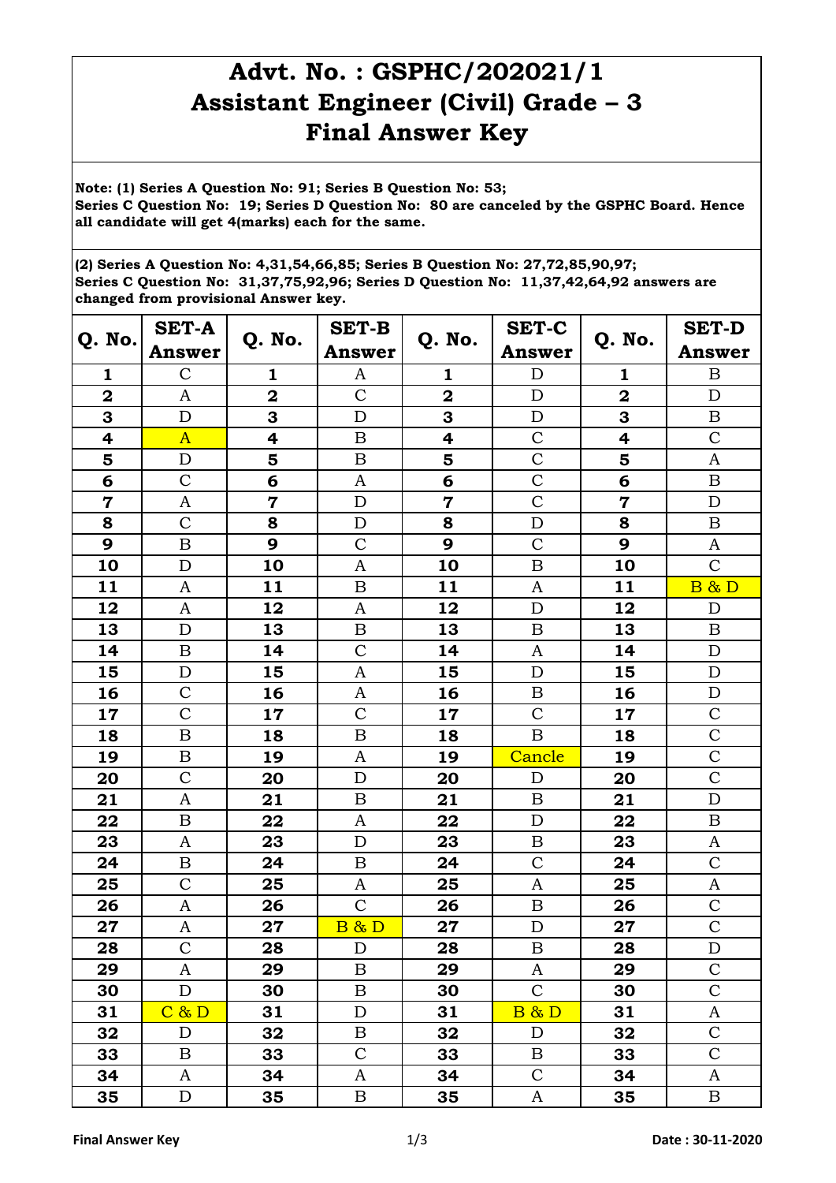# Advt. No. : GSPHC/202021/1
# Assistant Engineer (Civil) Grade – 3
# Final Answer Key

**Note: (1) Series A Question No: 91; Series B Question No: 53;**
**Series C Question No: 19; Series D Question No: 80 are canceled by the GSPHC Board. Hence all candidate will get 4(marks) each for the same.**

**(2) Series A Question No: 4,31,54,66,85; Series B Question No: 27,72,85,90,97;**
**Series C Question No: 31,37,75,92,96; Series D Question No: 11,37,42,64,92 answers are changed from provisional Answer key.**

| Q. No. | SET-A Answer | Q. No. | SET-B Answer | Q. No. | SET-C Answer | Q. No. | SET-D Answer |
|---|---|---|---|---|---|---|---|
| 1 | C | 1 | A | 1 | D | 1 | B |
| 2 | A | 2 | C | 2 | D | 2 | D |
| 3 | D | 3 | D | 3 | D | 3 | B |
| 4 | A | 4 | B | 4 | C | 4 | C |
| 5 | D | 5 | B | 5 | C | 5 | A |
| 6 | C | 6 | A | 6 | C | 6 | B |
| 7 | A | 7 | D | 7 | C | 7 | D |
| 8 | C | 8 | D | 8 | D | 8 | B |
| 9 | B | 9 | C | 9 | C | 9 | A |
| 10 | D | 10 | A | 10 | B | 10 | C |
| 11 | A | 11 | B | 11 | A | 11 | B & D |
| 12 | A | 12 | A | 12 | D | 12 | D |
| 13 | D | 13 | B | 13 | B | 13 | B |
| 14 | B | 14 | C | 14 | A | 14 | D |
| 15 | D | 15 | A | 15 | D | 15 | D |
| 16 | C | 16 | A | 16 | B | 16 | D |
| 17 | C | 17 | C | 17 | C | 17 | C |
| 18 | B | 18 | B | 18 | B | 18 | C |
| 19 | B | 19 | A | 19 | Cancle | 19 | C |
| 20 | C | 20 | D | 20 | D | 20 | C |
| 21 | A | 21 | B | 21 | B | 21 | D |
| 22 | B | 22 | A | 22 | D | 22 | B |
| 23 | A | 23 | D | 23 | B | 23 | A |
| 24 | B | 24 | B | 24 | C | 24 | C |
| 25 | C | 25 | A | 25 | A | 25 | A |
| 26 | A | 26 | C | 26 | B | 26 | C |
| 27 | A | 27 | B & D | 27 | D | 27 | C |
| 28 | C | 28 | D | 28 | B | 28 | D |
| 29 | A | 29 | B | 29 | A | 29 | C |
| 30 | D | 30 | B | 30 | C | 30 | C |
| 31 | C & D | 31 | D | 31 | B & D | 31 | A |
| 32 | D | 32 | B | 32 | D | 32 | C |
| 33 | B | 33 | C | 33 | B | 33 | C |
| 34 | A | 34 | A | 34 | C | 34 | A |
| 35 | D | 35 | B | 35 | A | 35 | B |

**Final Answer Key** **Date : 30-11-2020**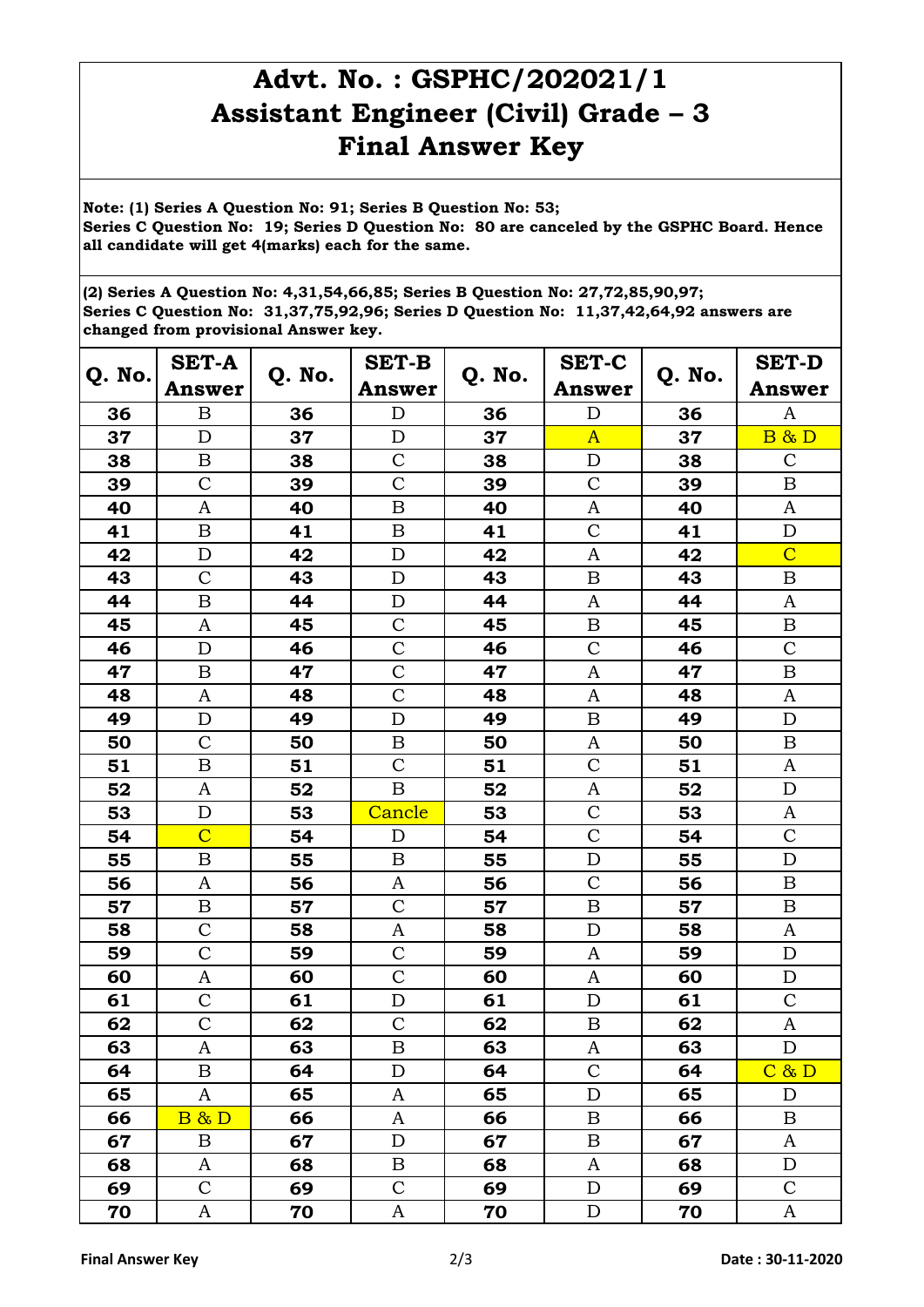# Advt. No. : GSPHC/202021/1
# Assistant Engineer (Civil) Grade – 3
# Final Answer Key

**Note: (1) Series A Question No: 91; Series B Question No: 53; Series C Question No: 19; Series D Question No: 80 are canceled by the GSPHC Board. Hence all candidate will get 4(marks) each for the same.**

**(2) Series A Question No: 4,31,54,66,85; Series B Question No: 27,72,85,90,97; Series C Question No: 31,37,75,92,96; Series D Question No: 11,37,42,64,92 answers are changed from provisional Answer key.**

| Q. No. | SET-A Answer | Q. No. | SET-B Answer | Q. No. | SET-C Answer | Q. No. | SET-D Answer |
|---|---|---|---|---|---|---|---|
| 36 | B | 36 | D | 36 | D | 36 | A |
| 37 | D | 37 | D | 37 | A | 37 | B & D |
| 38 | B | 38 | C | 38 | D | 38 | C |
| 39 | C | 39 | C | 39 | C | 39 | B |
| 40 | A | 40 | B | 40 | A | 40 | A |
| 41 | B | 41 | B | 41 | C | 41 | D |
| 42 | D | 42 | D | 42 | A | 42 | C |
| 43 | C | 43 | D | 43 | B | 43 | B |
| 44 | B | 44 | D | 44 | A | 44 | A |
| 45 | A | 45 | C | 45 | B | 45 | B |
| 46 | D | 46 | C | 46 | C | 46 | C |
| 47 | B | 47 | C | 47 | A | 47 | B |
| 48 | A | 48 | C | 48 | A | 48 | A |
| 49 | D | 49 | D | 49 | B | 49 | D |
| 50 | C | 50 | B | 50 | A | 50 | B |
| 51 | B | 51 | C | 51 | C | 51 | A |
| 52 | A | 52 | B | 52 | A | 52 | D |
| 53 | D | 53 | Cancle | 53 | C | 53 | A |
| 54 | C | 54 | D | 54 | C | 54 | C |
| 55 | B | 55 | B | 55 | D | 55 | D |
| 56 | A | 56 | A | 56 | C | 56 | B |
| 57 | B | 57 | C | 57 | B | 57 | B |
| 58 | C | 58 | A | 58 | D | 58 | A |
| 59 | C | 59 | C | 59 | A | 59 | D |
| 60 | A | 60 | C | 60 | A | 60 | D |
| 61 | C | 61 | D | 61 | D | 61 | C |
| 62 | C | 62 | C | 62 | B | 62 | A |
| 63 | A | 63 | B | 63 | A | 63 | D |
| 64 | B | 64 | D | 64 | C | 64 | C & D |
| 65 | A | 65 | A | 65 | D | 65 | D |
| 66 | B & D | 66 | A | 66 | B | 66 | B |
| 67 | B | 67 | D | 67 | B | 67 | A |
| 68 | A | 68 | B | 68 | A | 68 | D |
| 69 | C | 69 | C | 69 | D | 69 | C |
| 70 | A | 70 | A | 70 | D | 70 | A |

**Final Answer Key** **Date : 30-11-2020**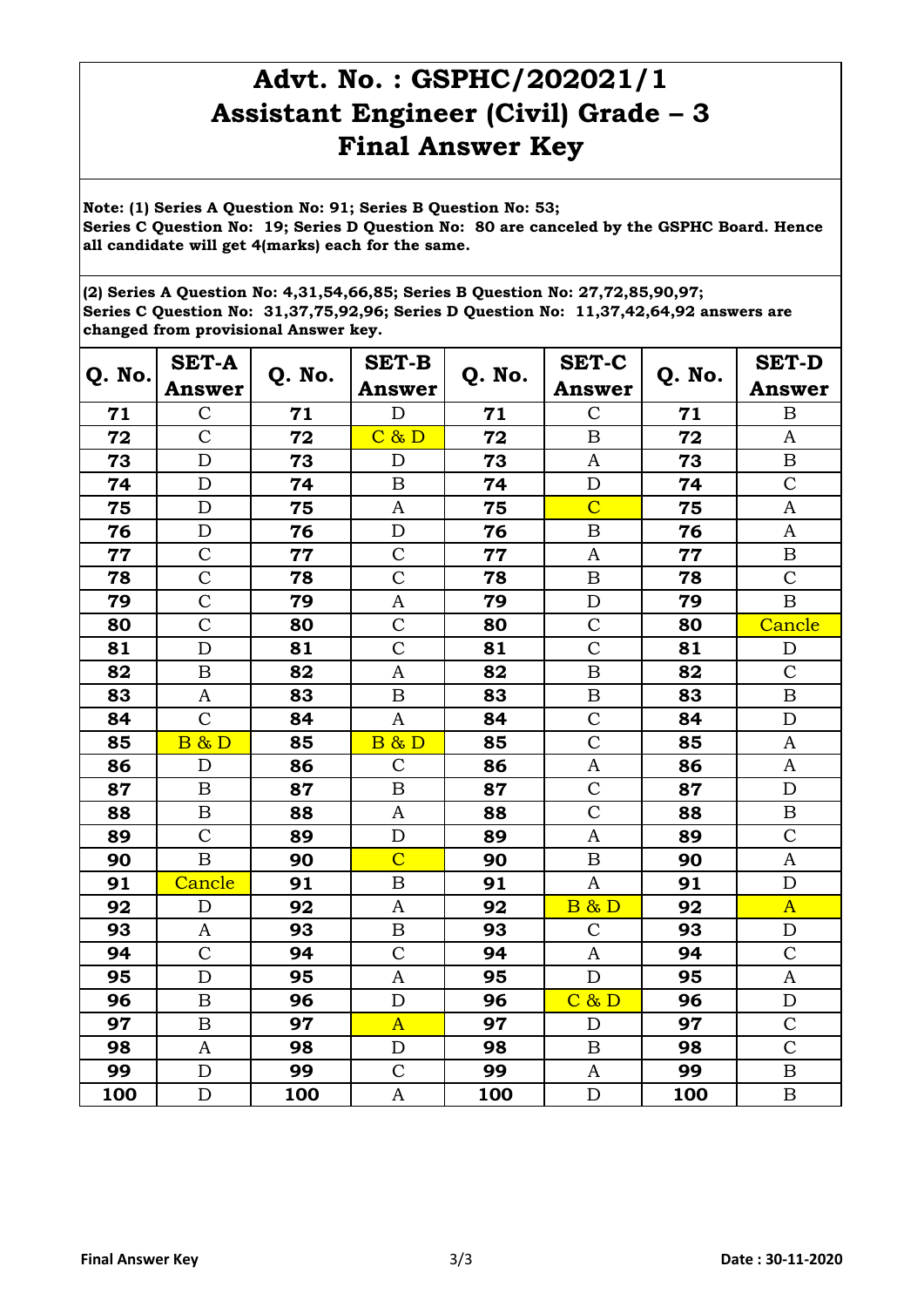# Advt. No. : GSPHC/202021/1
# Assistant Engineer (Civil) Grade – 3
# Final Answer Key

**Note: (1) Series A Question No: 91; Series B Question No: 53; Series C Question No: 19; Series D Question No: 80 are canceled by the GSPHC Board. Hence all candidate will get 4(marks) each for the same.**

**(2) Series A Question No: 4,31,54,66,85; Series B Question No: 27,72,85,90,97; Series C Question No: 31,37,75,92,96; Series D Question No: 11,37,42,64,92 answers are changed from provisional Answer key.**

| Q. No. | SET-A Answer | Q. No. | SET-B Answer | Q. No. | SET-C Answer | Q. No. | SET-D Answer |
|---|---|---|---|---|---|---|---|
| 71 | C | 71 | D | 71 | C | 71 | B |
| 72 | C | 72 | C & D | 72 | B | 72 | A |
| 73 | D | 73 | D | 73 | A | 73 | B |
| 74 | D | 74 | B | 74 | D | 74 | C |
| 75 | D | 75 | A | 75 | C | 75 | A |
| 76 | D | 76 | D | 76 | B | 76 | A |
| 77 | C | 77 | C | 77 | A | 77 | B |
| 78 | C | 78 | C | 78 | B | 78 | C |
| 79 | C | 79 | A | 79 | D | 79 | B |
| 80 | C | 80 | C | 80 | C | 80 | Cancle |
| 81 | D | 81 | C | 81 | C | 81 | D |
| 82 | B | 82 | A | 82 | B | 82 | C |
| 83 | A | 83 | B | 83 | B | 83 | B |
| 84 | C | 84 | A | 84 | C | 84 | D |
| 85 | B & D | 85 | B & D | 85 | C | 85 | A |
| 86 | D | 86 | C | 86 | A | 86 | A |
| 87 | B | 87 | B | 87 | C | 87 | D |
| 88 | B | 88 | A | 88 | C | 88 | B |
| 89 | C | 89 | D | 89 | A | 89 | C |
| 90 | B | 90 | C | 90 | B | 90 | A |
| 91 | Cancle | 91 | B | 91 | A | 91 | D |
| 92 | D | 92 | A | 92 | B & D | 92 | A |
| 93 | A | 93 | B | 93 | C | 93 | D |
| 94 | C | 94 | C | 94 | A | 94 | C |
| 95 | D | 95 | A | 95 | D | 95 | A |
| 96 | B | 96 | D | 96 | C & D | 96 | D |
| 97 | B | 97 | A | 97 | D | 97 | C |
| 98 | A | 98 | D | 98 | B | 98 | C |
| 99 | D | 99 | C | 99 | A | 99 | B |
| 100 | D | 100 | A | 100 | D | 100 | B |

Final Answer Key

Date : 30-11-2020